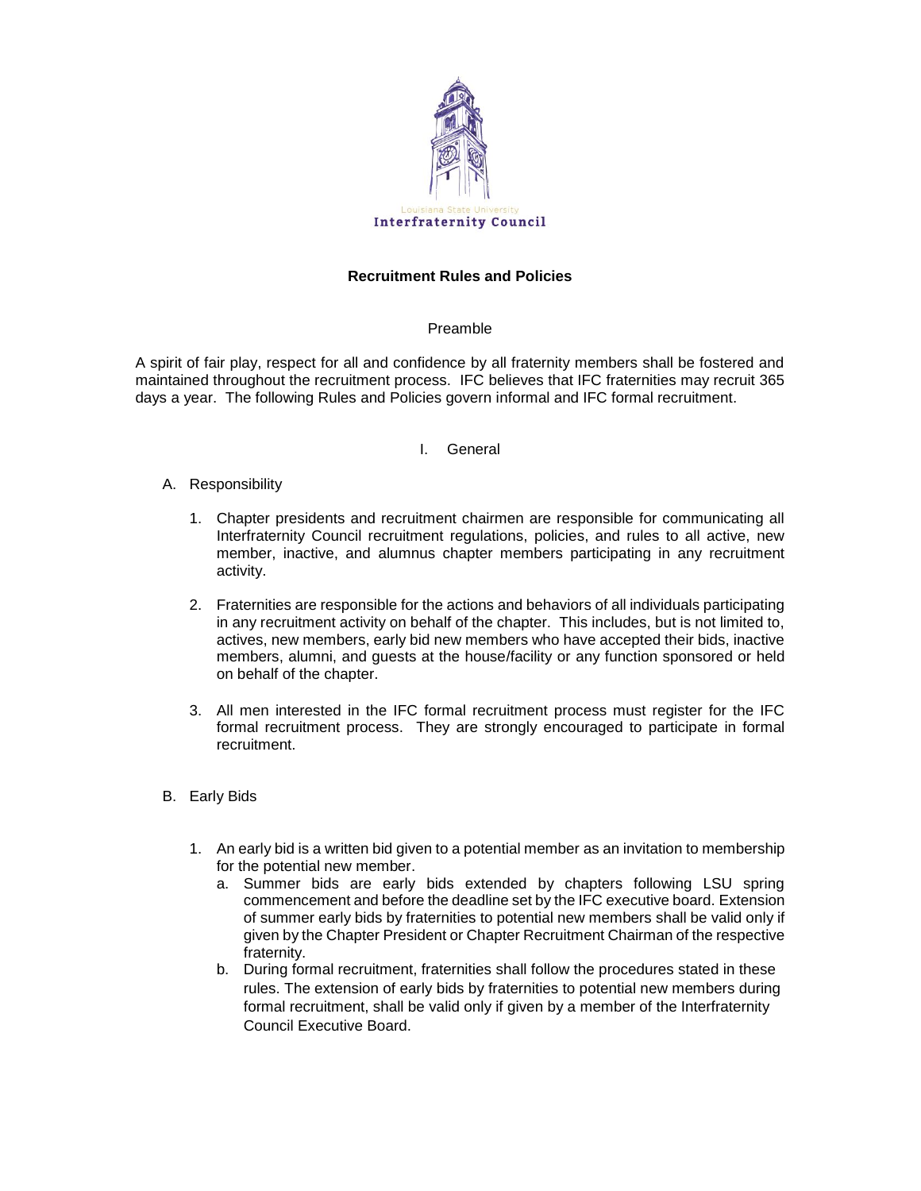Louisiana State University
**Interfraternity Council**

# Recruitment Rules and Policies

## Preamble

A spirit of fair play, respect for all and confidence by all fraternity members shall be fostered and maintained throughout the recruitment process. IFC believes that IFC fraternities may recruit 365 days a year. The following Rules and Policies govern informal and IFC formal recruitment.

## I. General

### A. Responsibility

1. Chapter presidents and recruitment chairmen are responsible for communicating all Interfraternity Council recruitment regulations, policies, and rules to all active, new member, inactive, and alumnus chapter members participating in any recruitment activity.

2. Fraternities are responsible for the actions and behaviors of all individuals participating in any recruitment activity on behalf of the chapter. This includes, but is not limited to, actives, new members, early bid new members who have accepted their bids, inactive members, alumni, and guests at the house/facility or any function sponsored or held on behalf of the chapter.

3. All men interested in the IFC formal recruitment process must register for the IFC formal recruitment process. They are strongly encouraged to participate in formal recruitment.

### B. Early Bids

1. An early bid is a written bid given to a potential member as an invitation to membership for the potential new member.
   a. Summer bids are early bids extended by chapters following LSU spring commencement and before the deadline set by the IFC executive board. Extension of summer early bids by fraternities to potential new members shall be valid only if given by the Chapter President or Chapter Recruitment Chairman of the respective fraternity.
   b. During formal recruitment, fraternities shall follow the procedures stated in these rules. The extension of early bids by fraternities to potential new members during formal recruitment, shall be valid only if given by a member of the Interfraternity Council Executive Board.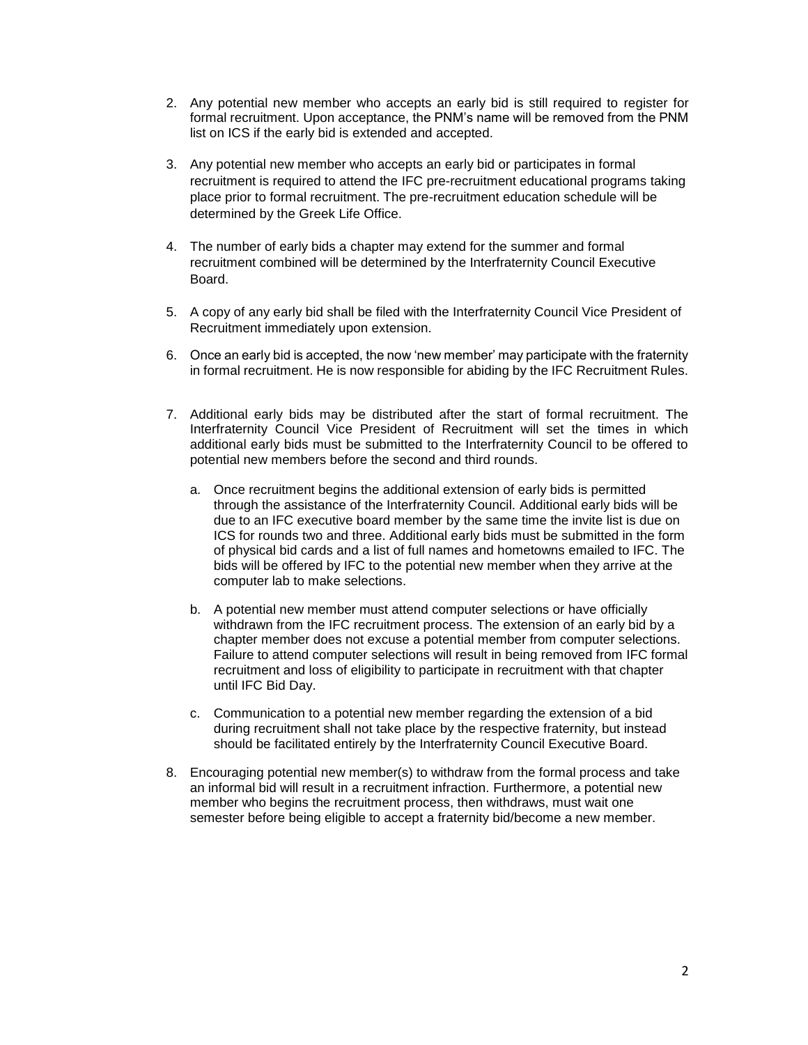2. Any potential new member who accepts an early bid is still required to register for formal recruitment. Upon acceptance, the PNM's name will be removed from the PNM list on ICS if the early bid is extended and accepted.

3. Any potential new member who accepts an early bid or participates in formal recruitment is required to attend the IFC pre-recruitment educational programs taking place prior to formal recruitment. The pre-recruitment education schedule will be determined by the Greek Life Office.

4. The number of early bids a chapter may extend for the summer and formal recruitment combined will be determined by the Interfraternity Council Executive Board.

5. A copy of any early bid shall be filed with the Interfraternity Council Vice President of Recruitment immediately upon extension.

6. Once an early bid is accepted, the now 'new member' may participate with the fraternity in formal recruitment. He is now responsible for abiding by the IFC Recruitment Rules.

7. Additional early bids may be distributed after the start of formal recruitment. The Interfraternity Council Vice President of Recruitment will set the times in which additional early bids must be submitted to the Interfraternity Council to be offered to potential new members before the second and third rounds.

   a. Once recruitment begins the additional extension of early bids is permitted through the assistance of the Interfraternity Council. Additional early bids will be due to an IFC executive board member by the same time the invite list is due on ICS for rounds two and three. Additional early bids must be submitted in the form of physical bid cards and a list of full names and hometowns emailed to IFC. The bids will be offered by IFC to the potential new member when they arrive at the computer lab to make selections.

   b. A potential new member must attend computer selections or have officially withdrawn from the IFC recruitment process. The extension of an early bid by a chapter member does not excuse a potential member from computer selections. Failure to attend computer selections will result in being removed from IFC formal recruitment and loss of eligibility to participate in recruitment with that chapter until IFC Bid Day.

   c. Communication to a potential new member regarding the extension of a bid during recruitment shall not take place by the respective fraternity, but instead should be facilitated entirely by the Interfraternity Council Executive Board.

8. Encouraging potential new member(s) to withdraw from the formal process and take an informal bid will result in a recruitment infraction. Furthermore, a potential new member who begins the recruitment process, then withdraws, must wait one semester before being eligible to accept a fraternity bid/become a new member.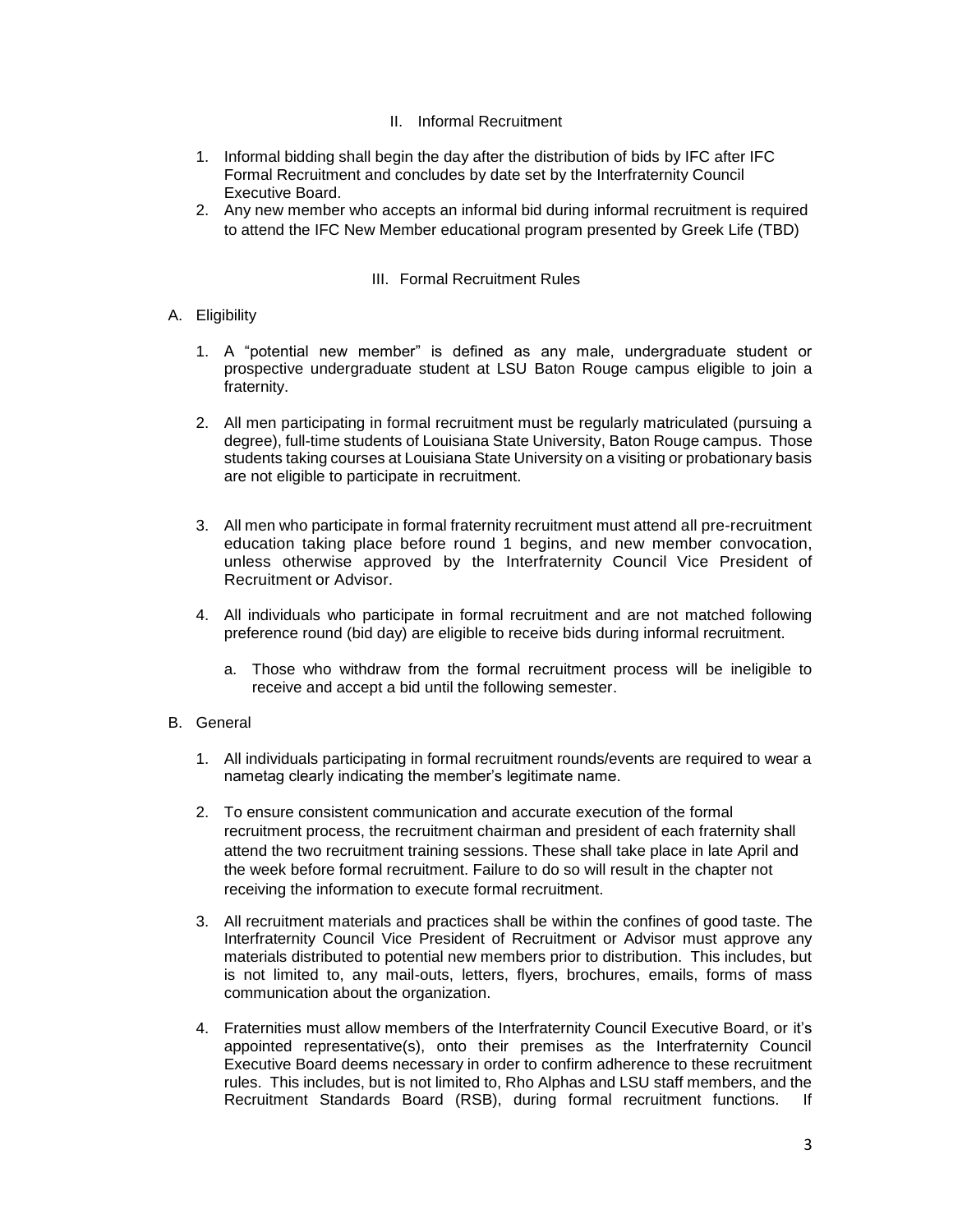## II. Informal Recruitment

1. Informal bidding shall begin the day after the distribution of bids by IFC after IFC Formal Recruitment and concludes by date set by the Interfraternity Council Executive Board.
2. Any new member who accepts an informal bid during informal recruitment is required to attend the IFC New Member educational program presented by Greek Life (TBD)

## III. Formal Recruitment Rules

### A. Eligibility

1. A "potential new member" is defined as any male, undergraduate student or prospective undergraduate student at LSU Baton Rouge campus eligible to join a fraternity.

2. All men participating in formal recruitment must be regularly matriculated (pursuing a degree), full-time students of Louisiana State University, Baton Rouge campus. Those students taking courses at Louisiana State University on a visiting or probationary basis are not eligible to participate in recruitment.

3. All men who participate in formal fraternity recruitment must attend all pre-recruitment education taking place before round 1 begins, and new member convocation, unless otherwise approved by the Interfraternity Council Vice President of Recruitment or Advisor.

4. All individuals who participate in formal recruitment and are not matched following preference round (bid day) are eligible to receive bids during informal recruitment.

   a. Those who withdraw from the formal recruitment process will be ineligible to receive and accept a bid until the following semester.

### B. General

1. All individuals participating in formal recruitment rounds/events are required to wear a nametag clearly indicating the member's legitimate name.

2. To ensure consistent communication and accurate execution of the formal recruitment process, the recruitment chairman and president of each fraternity shall attend the two recruitment training sessions. These shall take place in late April and the week before formal recruitment. Failure to do so will result in the chapter not receiving the information to execute formal recruitment.

3. All recruitment materials and practices shall be within the confines of good taste. The Interfraternity Council Vice President of Recruitment or Advisor must approve any materials distributed to potential new members prior to distribution. This includes, but is not limited to, any mail-outs, letters, flyers, brochures, emails, forms of mass communication about the organization.

4. Fraternities must allow members of the Interfraternity Council Executive Board, or it's appointed representative(s), onto their premises as the Interfraternity Council Executive Board deems necessary in order to confirm adherence to these recruitment rules. This includes, but is not limited to, Rho Alphas and LSU staff members, and the Recruitment Standards Board (RSB), during formal recruitment functions. If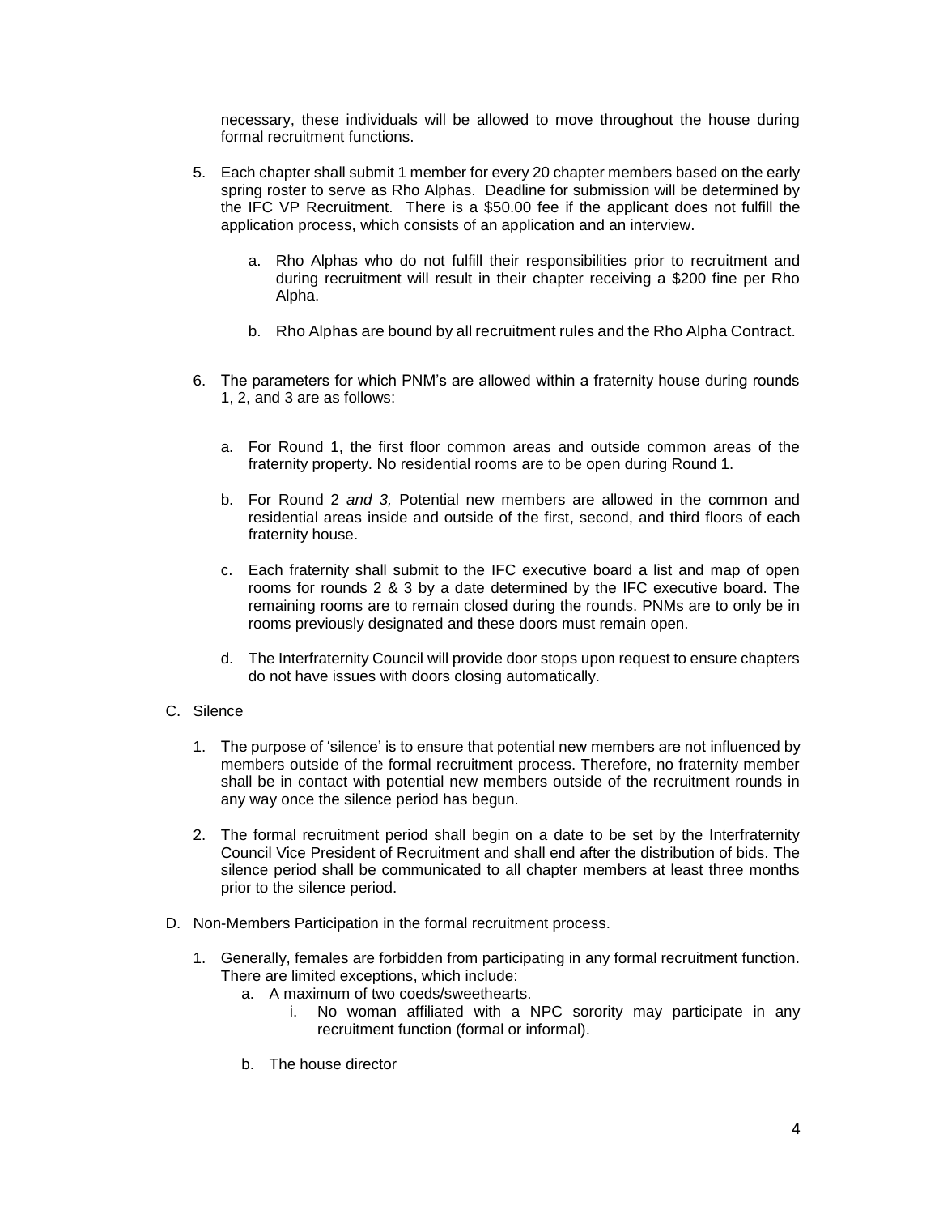necessary, these individuals will be allowed to move throughout the house during formal recruitment functions.

5. Each chapter shall submit 1 member for every 20 chapter members based on the early spring roster to serve as Rho Alphas. Deadline for submission will be determined by the IFC VP Recruitment. There is a $50.00 fee if the applicant does not fulfill the application process, which consists of an application and an interview.

    a. Rho Alphas who do not fulfill their responsibilities prior to recruitment and during recruitment will result in their chapter receiving a $200 fine per Rho Alpha.

    b. Rho Alphas are bound by all recruitment rules and the Rho Alpha Contract.

6. The parameters for which PNM's are allowed within a fraternity house during rounds 1, 2, and 3 are as follows:

    a. For Round 1, the first floor common areas and outside common areas of the fraternity property. No residential rooms are to be open during Round 1.

    b. For Round 2 *and 3,* Potential new members are allowed in the common and residential areas inside and outside of the first, second, and third floors of each fraternity house.

    c. Each fraternity shall submit to the IFC executive board a list and map of open rooms for rounds 2 & 3 by a date determined by the IFC executive board. The remaining rooms are to remain closed during the rounds. PNMs are to only be in rooms previously designated and these doors must remain open.

    d. The Interfraternity Council will provide door stops upon request to ensure chapters do not have issues with doors closing automatically.

C. Silence

1. The purpose of 'silence' is to ensure that potential new members are not influenced by members outside of the formal recruitment process. Therefore, no fraternity member shall be in contact with potential new members outside of the recruitment rounds in any way once the silence period has begun.

2. The formal recruitment period shall begin on a date to be set by the Interfraternity Council Vice President of Recruitment and shall end after the distribution of bids. The silence period shall be communicated to all chapter members at least three months prior to the silence period.

D. Non-Members Participation in the formal recruitment process.

1. Generally, females are forbidden from participating in any formal recruitment function. There are limited exceptions, which include:

    a. A maximum of two coeds/sweethearts.

        i. No woman affiliated with a NPC sorority may participate in any recruitment function (formal or informal).

    b. The house director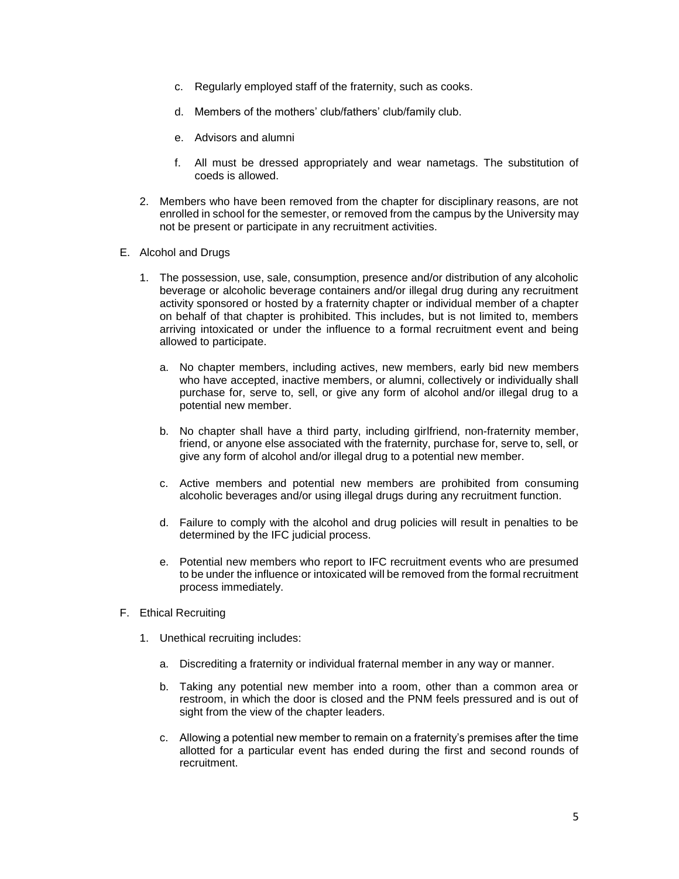c. Regularly employed staff of the fraternity, such as cooks.

d. Members of the mothers' club/fathers' club/family club.

e. Advisors and alumni

f. All must be dressed appropriately and wear nametags. The substitution of coeds is allowed.

2. Members who have been removed from the chapter for disciplinary reasons, are not enrolled in school for the semester, or removed from the campus by the University may not be present or participate in any recruitment activities.

E. Alcohol and Drugs

1. The possession, use, sale, consumption, presence and/or distribution of any alcoholic beverage or alcoholic beverage containers and/or illegal drug during any recruitment activity sponsored or hosted by a fraternity chapter or individual member of a chapter on behalf of that chapter is prohibited. This includes, but is not limited to, members arriving intoxicated or under the influence to a formal recruitment event and being allowed to participate.

   a. No chapter members, including actives, new members, early bid new members who have accepted, inactive members, or alumni, collectively or individually shall purchase for, serve to, sell, or give any form of alcohol and/or illegal drug to a potential new member.

   b. No chapter shall have a third party, including girlfriend, non-fraternity member, friend, or anyone else associated with the fraternity, purchase for, serve to, sell, or give any form of alcohol and/or illegal drug to a potential new member.

   c. Active members and potential new members are prohibited from consuming alcoholic beverages and/or using illegal drugs during any recruitment function.

   d. Failure to comply with the alcohol and drug policies will result in penalties to be determined by the IFC judicial process.

   e. Potential new members who report to IFC recruitment events who are presumed to be under the influence or intoxicated will be removed from the formal recruitment process immediately.

F. Ethical Recruiting

1. Unethical recruiting includes:

   a. Discrediting a fraternity or individual fraternal member in any way or manner.

   b. Taking any potential new member into a room, other than a common area or restroom, in which the door is closed and the PNM feels pressured and is out of sight from the view of the chapter leaders.

   c. Allowing a potential new member to remain on a fraternity's premises after the time allotted for a particular event has ended during the first and second rounds of recruitment.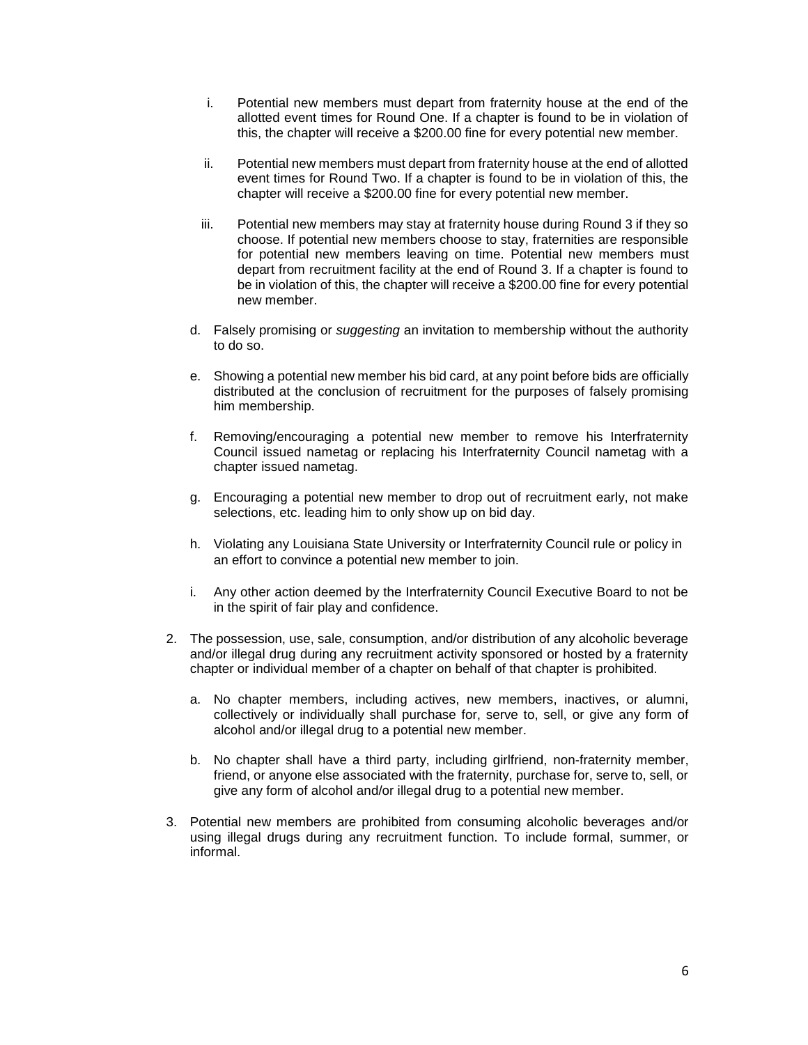i. Potential new members must depart from fraternity house at the end of the allotted event times for Round One. If a chapter is found to be in violation of this, the chapter will receive a $200.00 fine for every potential new member.

   ii. Potential new members must depart from fraternity house at the end of allotted event times for Round Two. If a chapter is found to be in violation of this, the chapter will receive a $200.00 fine for every potential new member.

   iii. Potential new members may stay at fraternity house during Round 3 if they so choose. If potential new members choose to stay, fraternities are responsible for potential new members leaving on time. Potential new members must depart from recruitment facility at the end of Round 3. If a chapter is found to be in violation of this, the chapter will receive a $200.00 fine for every potential new member.

d. Falsely promising or *suggesting* an invitation to membership without the authority to do so.

e. Showing a potential new member his bid card, at any point before bids are officially distributed at the conclusion of recruitment for the purposes of falsely promising him membership.

f. Removing/encouraging a potential new member to remove his Interfraternity Council issued nametag or replacing his Interfraternity Council nametag with a chapter issued nametag.

g. Encouraging a potential new member to drop out of recruitment early, not make selections, etc. leading him to only show up on bid day.

h. Violating any Louisiana State University or Interfraternity Council rule or policy in an effort to convince a potential new member to join.

i. Any other action deemed by the Interfraternity Council Executive Board to not be in the spirit of fair play and confidence.

2. The possession, use, sale, consumption, and/or distribution of any alcoholic beverage and/or illegal drug during any recruitment activity sponsored or hosted by a fraternity chapter or individual member of a chapter on behalf of that chapter is prohibited.

   a. No chapter members, including actives, new members, inactives, or alumni, collectively or individually shall purchase for, serve to, sell, or give any form of alcohol and/or illegal drug to a potential new member.

   b. No chapter shall have a third party, including girlfriend, non-fraternity member, friend, or anyone else associated with the fraternity, purchase for, serve to, sell, or give any form of alcohol and/or illegal drug to a potential new member.

3. Potential new members are prohibited from consuming alcoholic beverages and/or using illegal drugs during any recruitment function. To include formal, summer, or informal.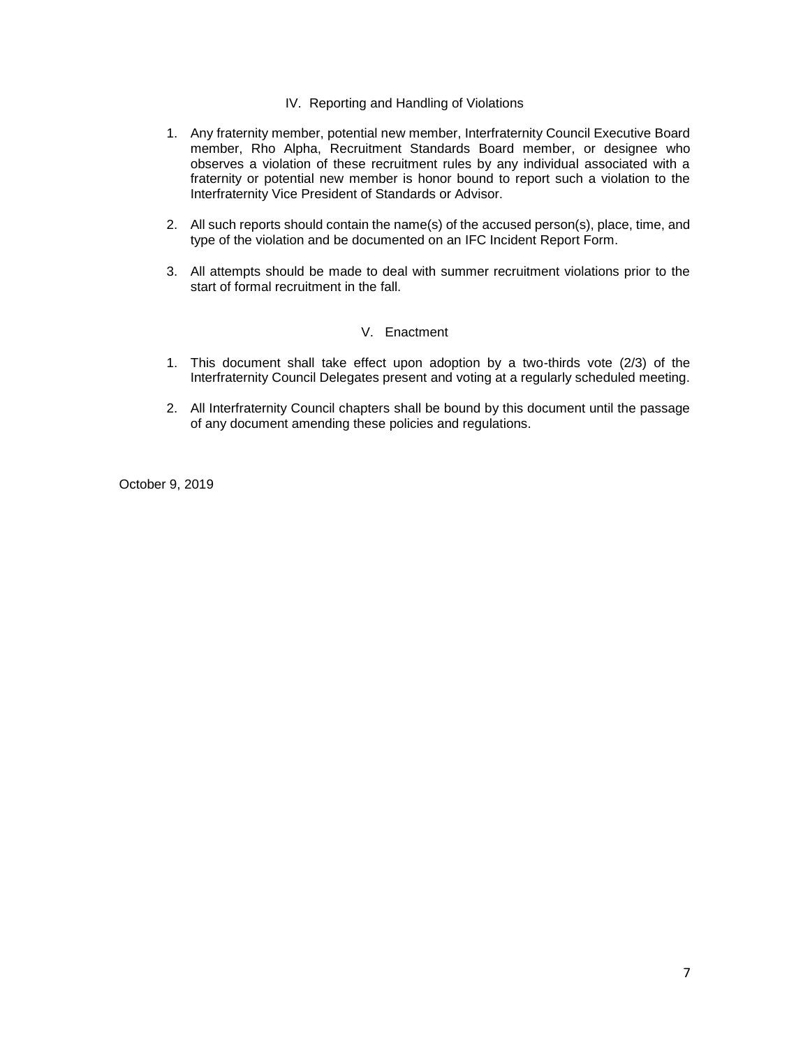## IV. Reporting and Handling of Violations

1. Any fraternity member, potential new member, Interfraternity Council Executive Board member, Rho Alpha, Recruitment Standards Board member, or designee who observes a violation of these recruitment rules by any individual associated with a fraternity or potential new member is honor bound to report such a violation to the Interfraternity Vice President of Standards or Advisor.

2. All such reports should contain the name(s) of the accused person(s), place, time, and type of the violation and be documented on an IFC Incident Report Form.

3. All attempts should be made to deal with summer recruitment violations prior to the start of formal recruitment in the fall.

## V. Enactment

1. This document shall take effect upon adoption by a two-thirds vote (2/3) of the Interfraternity Council Delegates present and voting at a regularly scheduled meeting.

2. All Interfraternity Council chapters shall be bound by this document until the passage of any document amending these policies and regulations.

October 9, 2019